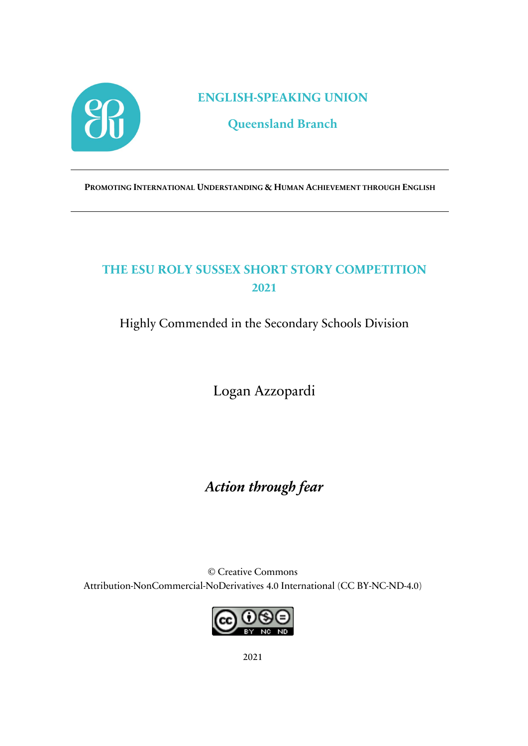# ENGLISH-SPEAKING UNION

## Queensland Branch

---

**PROMOTING INTERNATIONAL UNDERSTANDING & HUMAN ACHIEVEMENT THROUGH ENGLISH**

---

## THE ESU ROLY SUSSEX SHORT STORY COMPETITION 2021

Highly Commended in the Secondary Schools Division

Logan Azzopardi

# *Action through fear*

© Creative Commons
Attribution-NonCommercial-NoDerivatives 4.0 International (CC BY-NC-ND-4.0)

2021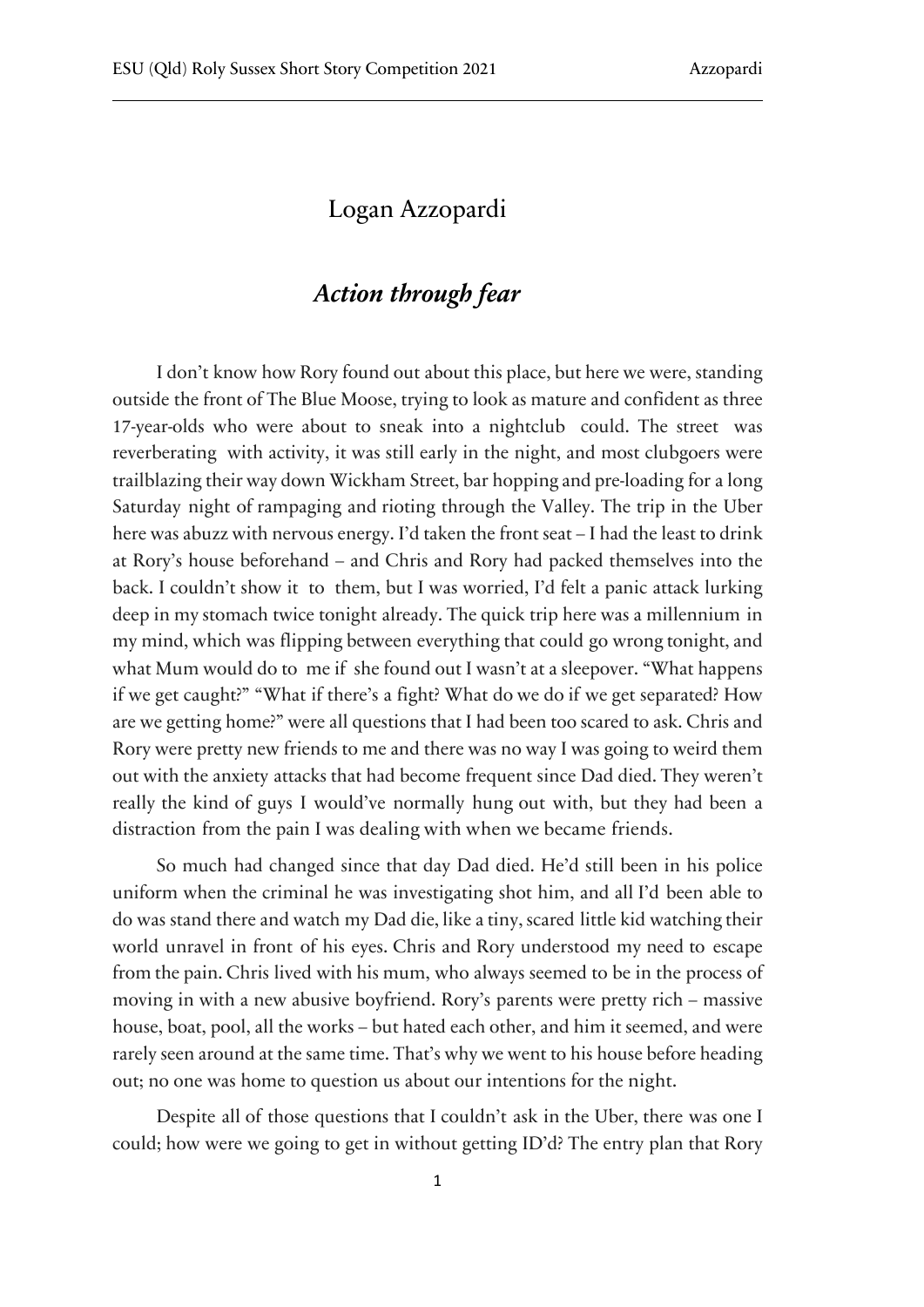# Logan Azzopardi

## *Action through fear*

I don't know how Rory found out about this place, but here we were, standing outside the front of The Blue Moose, trying to look as mature and confident as three 17-year-olds who were about to sneak into a nightclub could. The street was reverberating with activity, it was still early in the night, and most clubgoers were trailblazing their way down Wickham Street, bar hopping and pre-loading for a long Saturday night of rampaging and rioting through the Valley. The trip in the Uber here was abuzz with nervous energy. I'd taken the front seat – I had the least to drink at Rory's house beforehand – and Chris and Rory had packed themselves into the back. I couldn't show it to them, but I was worried, I'd felt a panic attack lurking deep in my stomach twice tonight already. The quick trip here was a millennium in my mind, which was flipping between everything that could go wrong tonight, and what Mum would do to me if she found out I wasn't at a sleepover. "What happens if we get caught?" "What if there's a fight? What do we do if we get separated? How are we getting home?" were all questions that I had been too scared to ask. Chris and Rory were pretty new friends to me and there was no way I was going to weird them out with the anxiety attacks that had become frequent since Dad died. They weren't really the kind of guys I would've normally hung out with, but they had been a distraction from the pain I was dealing with when we became friends.

So much had changed since that day Dad died. He'd still been in his police uniform when the criminal he was investigating shot him, and all I'd been able to do was stand there and watch my Dad die, like a tiny, scared little kid watching their world unravel in front of his eyes. Chris and Rory understood my need to escape from the pain. Chris lived with his mum, who always seemed to be in the process of moving in with a new abusive boyfriend. Rory's parents were pretty rich – massive house, boat, pool, all the works – but hated each other, and him it seemed, and were rarely seen around at the same time. That's why we went to his house before heading out; no one was home to question us about our intentions for the night.

Despite all of those questions that I couldn't ask in the Uber, there was one I could; how were we going to get in without getting ID'd? The entry plan that Rory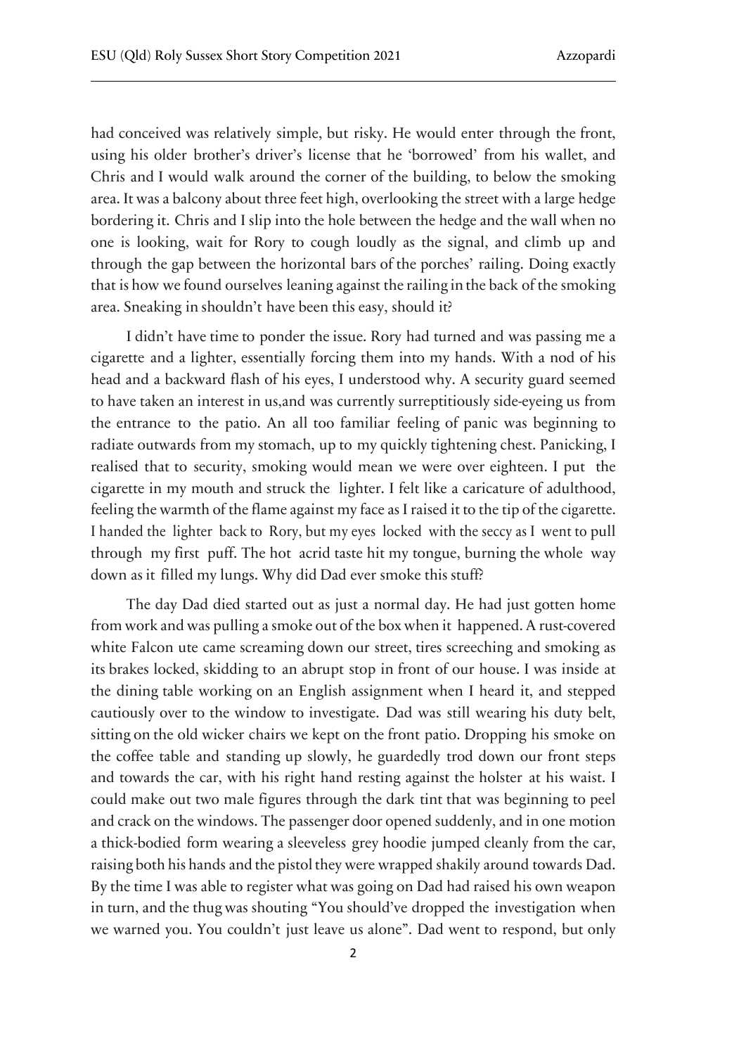had conceived was relatively simple, but risky. He would enter through the front, using his older brother's driver's license that he 'borrowed' from his wallet, and Chris and I would walk around the corner of the building, to below the smoking area. It was a balcony about three feet high, overlooking the street with a large hedge bordering it. Chris and I slip into the hole between the hedge and the wall when no one is looking, wait for Rory to cough loudly as the signal, and climb up and through the gap between the horizontal bars of the porches' railing. Doing exactly that is how we found ourselves leaning against the railing in the back of the smoking area. Sneaking in shouldn't have been this easy, should it?

I didn't have time to ponder the issue. Rory had turned and was passing me a cigarette and a lighter, essentially forcing them into my hands. With a nod of his head and a backward flash of his eyes, I understood why. A security guard seemed to have taken an interest in us,and was currently surreptitiously side-eyeing us from the entrance to the patio. An all too familiar feeling of panic was beginning to radiate outwards from my stomach, up to my quickly tightening chest. Panicking, I realised that to security, smoking would mean we were over eighteen. I put the cigarette in my mouth and struck the lighter. I felt like a caricature of adulthood, feeling the warmth of the flame against my face as I raised it to the tip of the cigarette. I handed the lighter back to Rory, but my eyes locked with the seccy as I went to pull through my first puff. The hot acrid taste hit my tongue, burning the whole way down as it filled my lungs. Why did Dad ever smoke this stuff?

The day Dad died started out as just a normal day. He had just gotten home from work and was pulling a smoke out of the box when it happened. A rust-covered white Falcon ute came screaming down our street, tires screeching and smoking as its brakes locked, skidding to an abrupt stop in front of our house. I was inside at the dining table working on an English assignment when I heard it, and stepped cautiously over to the window to investigate. Dad was still wearing his duty belt, sitting on the old wicker chairs we kept on the front patio. Dropping his smoke on the coffee table and standing up slowly, he guardedly trod down our front steps and towards the car, with his right hand resting against the holster at his waist. I could make out two male figures through the dark tint that was beginning to peel and crack on the windows. The passenger door opened suddenly, and in one motion a thick-bodied form wearing a sleeveless grey hoodie jumped cleanly from the car, raising both his hands and the pistol they were wrapped shakily around towards Dad. By the time I was able to register what was going on Dad had raised his own weapon in turn, and the thug was shouting "You should've dropped the investigation when we warned you. You couldn't just leave us alone". Dad went to respond, but only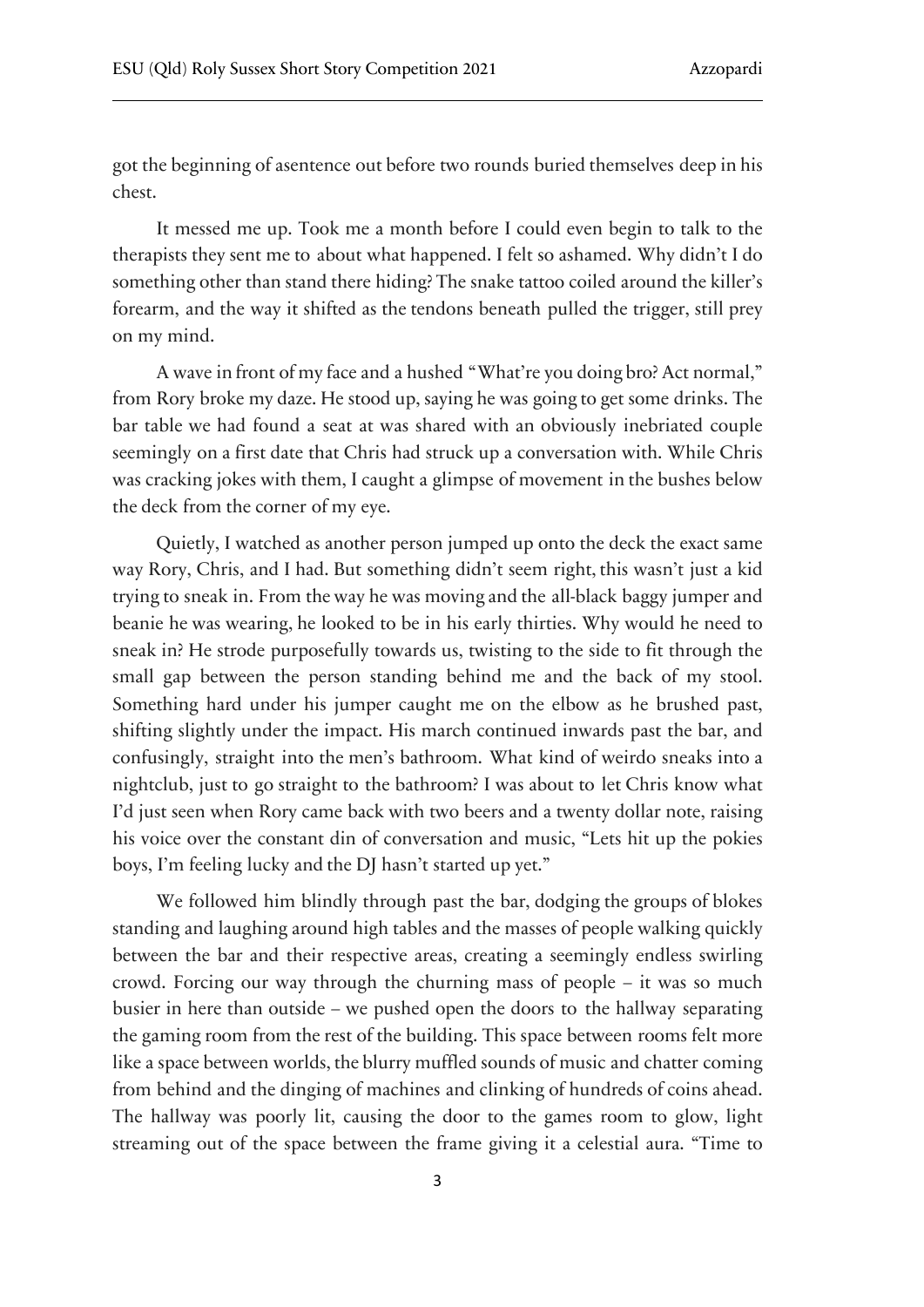got the beginning of asentence out before two rounds buried themselves deep in his chest.

It messed me up. Took me a month before I could even begin to talk to the therapists they sent me to about what happened. I felt so ashamed. Why didn't I do something other than stand there hiding? The snake tattoo coiled around the killer's forearm, and the way it shifted as the tendons beneath pulled the trigger, still prey on my mind.

A wave in front of my face and a hushed "What're you doing bro? Act normal," from Rory broke my daze. He stood up, saying he was going to get some drinks. The bar table we had found a seat at was shared with an obviously inebriated couple seemingly on a first date that Chris had struck up a conversation with. While Chris was cracking jokes with them, I caught a glimpse of movement in the bushes below the deck from the corner of my eye.

Quietly, I watched as another person jumped up onto the deck the exact same way Rory, Chris, and I had. But something didn't seem right, this wasn't just a kid trying to sneak in. From the way he was moving and the all-black baggy jumper and beanie he was wearing, he looked to be in his early thirties. Why would he need to sneak in? He strode purposefully towards us, twisting to the side to fit through the small gap between the person standing behind me and the back of my stool. Something hard under his jumper caught me on the elbow as he brushed past, shifting slightly under the impact. His march continued inwards past the bar, and confusingly, straight into the men's bathroom. What kind of weirdo sneaks into a nightclub, just to go straight to the bathroom? I was about to let Chris know what I'd just seen when Rory came back with two beers and a twenty dollar note, raising his voice over the constant din of conversation and music, "Lets hit up the pokies boys, I'm feeling lucky and the DJ hasn't started up yet."

We followed him blindly through past the bar, dodging the groups of blokes standing and laughing around high tables and the masses of people walking quickly between the bar and their respective areas, creating a seemingly endless swirling crowd. Forcing our way through the churning mass of people – it was so much busier in here than outside – we pushed open the doors to the hallway separating the gaming room from the rest of the building. This space between rooms felt more like a space between worlds, the blurry muffled sounds of music and chatter coming from behind and the dinging of machines and clinking of hundreds of coins ahead. The hallway was poorly lit, causing the door to the games room to glow, light streaming out of the space between the frame giving it a celestial aura. "Time to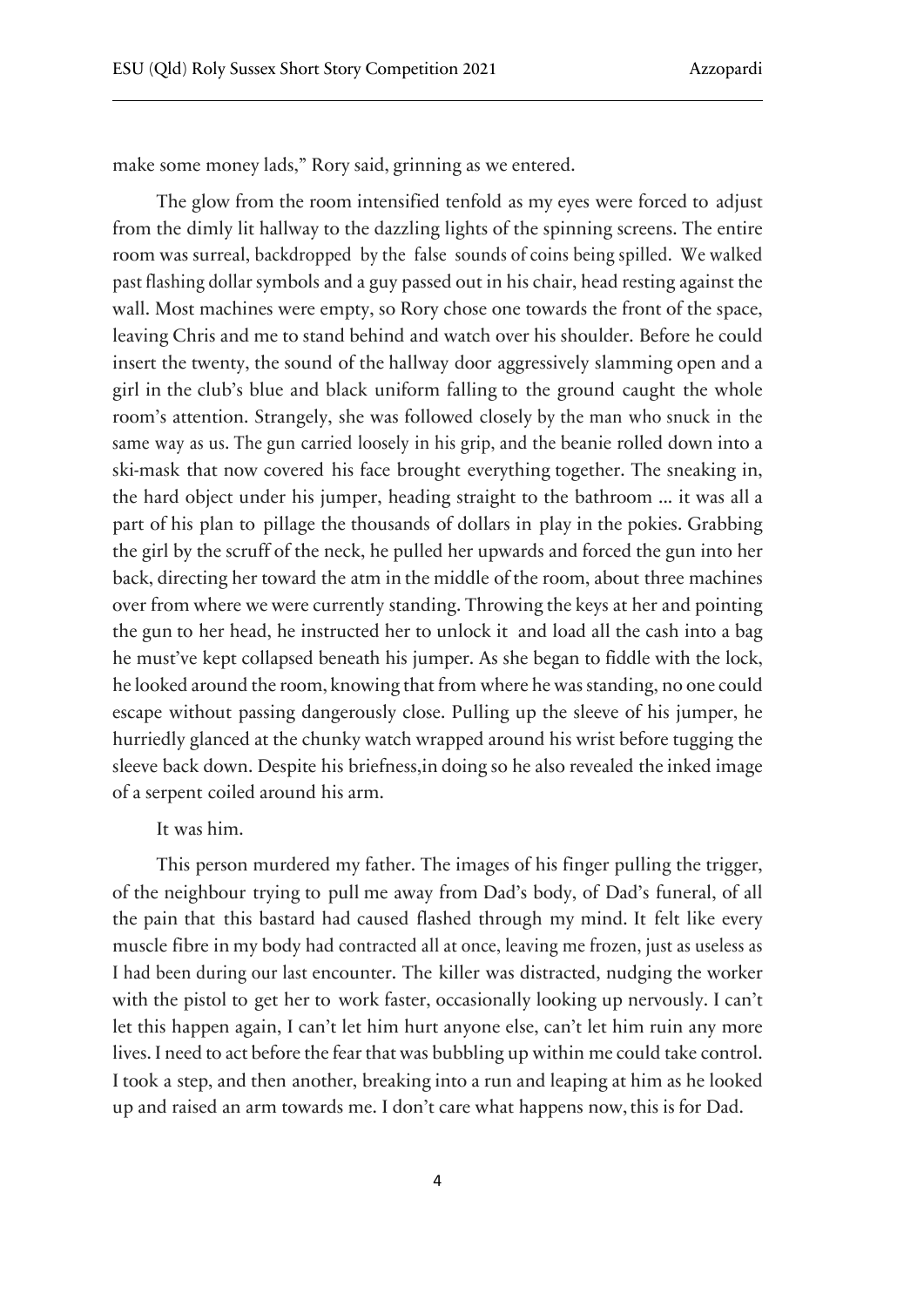make some money lads," Rory said, grinning as we entered.

The glow from the room intensified tenfold as my eyes were forced to adjust from the dimly lit hallway to the dazzling lights of the spinning screens. The entire room was surreal, backdropped by the false sounds of coins being spilled. We walked past flashing dollar symbols and a guy passed out in his chair, head resting against the wall. Most machines were empty, so Rory chose one towards the front of the space, leaving Chris and me to stand behind and watch over his shoulder. Before he could insert the twenty, the sound of the hallway door aggressively slamming open and a girl in the club's blue and black uniform falling to the ground caught the whole room's attention. Strangely, she was followed closely by the man who snuck in the same way as us. The gun carried loosely in his grip, and the beanie rolled down into a ski-mask that now covered his face brought everything together. The sneaking in, the hard object under his jumper, heading straight to the bathroom ... it was all a part of his plan to pillage the thousands of dollars in play in the pokies. Grabbing the girl by the scruff of the neck, he pulled her upwards and forced the gun into her back, directing her toward the atm in the middle of the room, about three machines over from where we were currently standing. Throwing the keys at her and pointing the gun to her head, he instructed her to unlock it and load all the cash into a bag he must've kept collapsed beneath his jumper. As she began to fiddle with the lock, he looked around the room, knowing that from where he was standing, no one could escape without passing dangerously close. Pulling up the sleeve of his jumper, he hurriedly glanced at the chunky watch wrapped around his wrist before tugging the sleeve back down. Despite his briefness,in doing so he also revealed the inked image of a serpent coiled around his arm.

It was him.

This person murdered my father. The images of his finger pulling the trigger, of the neighbour trying to pull me away from Dad's body, of Dad's funeral, of all the pain that this bastard had caused flashed through my mind. It felt like every muscle fibre in my body had contracted all at once, leaving me frozen, just as useless as I had been during our last encounter. The killer was distracted, nudging the worker with the pistol to get her to work faster, occasionally looking up nervously. I can't let this happen again, I can't let him hurt anyone else, can't let him ruin any more lives. I need to act before the fear that was bubbling up within me could take control. I took a step, and then another, breaking into a run and leaping at him as he looked up and raised an arm towards me. I don't care what happens now, this is for Dad.